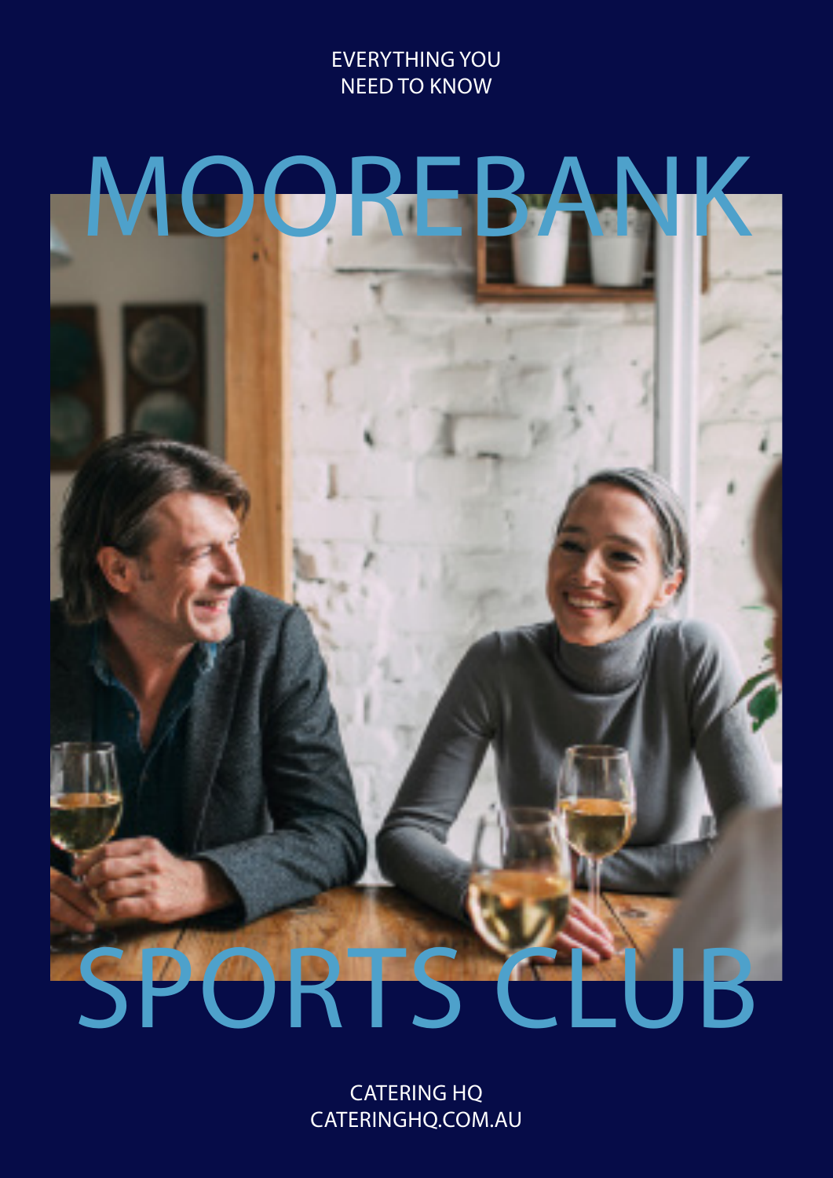EVERYTHING YOU NEED TO KNOW

# MOOREBANK SPORTS CLUB

CATERING HQ
CATERINGHQ.COM.AU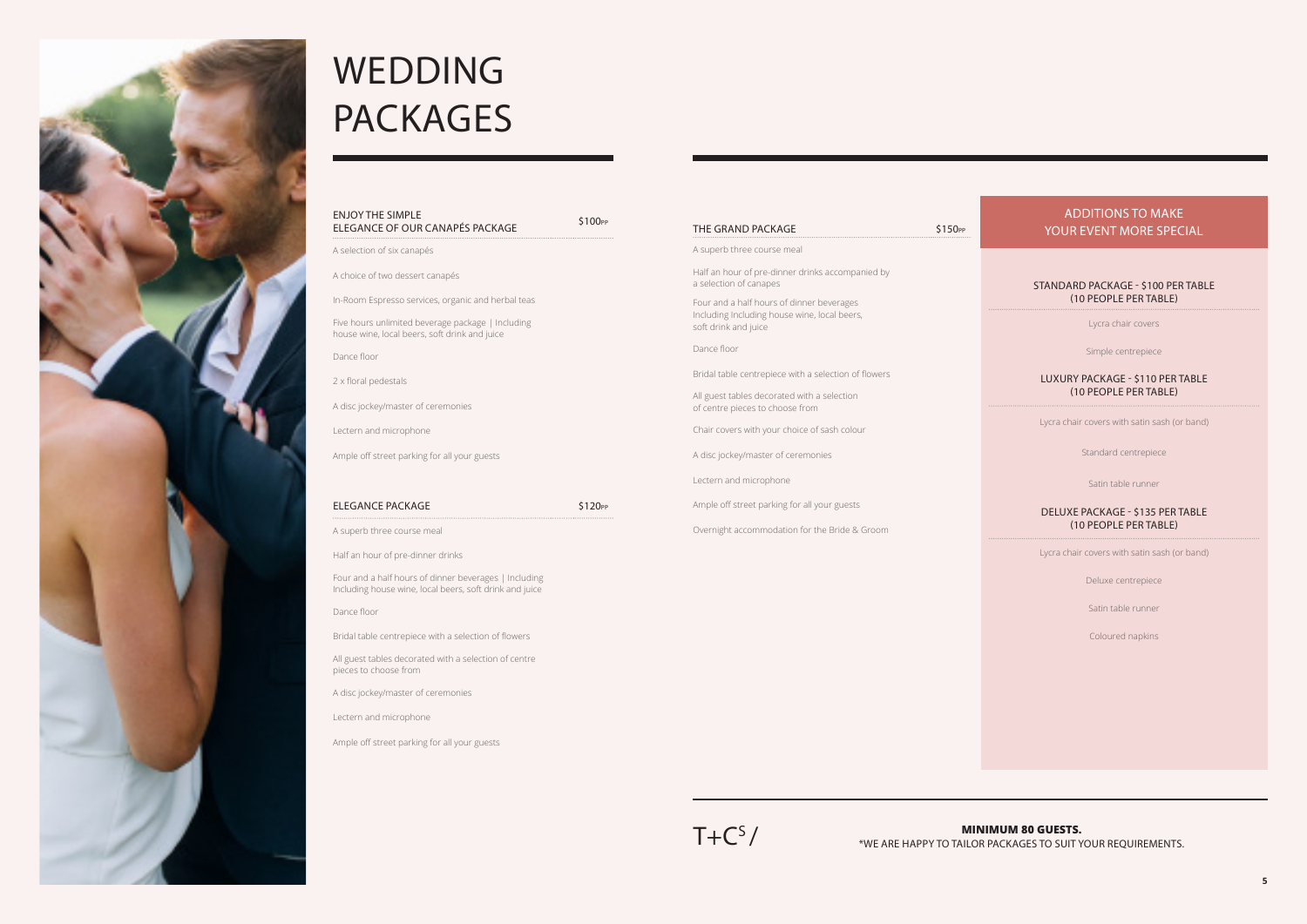# WEDDING PACKAGES

## ENJOY THE SIMPLE ELEGANCE OF OUR CANAPÉS PACKAGE — $100PP

A selection of six canapés

A choice of two dessert canapés

In-Room Espresso services, organic and herbal teas

Five hours unlimited beverage package | Including house wine, local beers, soft drink and juice

Dance floor

2 x floral pedestals

A disc jockey/master of ceremonies

Lectern and microphone

Ample off street parking for all your guests

## ELEGANCE PACKAGE — $120PP

A superb three course meal

Half an hour of pre-dinner drinks

Four and a half hours of dinner beverages | Including Including house wine, local beers, soft drink and juice

Dance floor

Bridal table centrepiece with a selection of flowers

All guest tables decorated with a selection of centre pieces to choose from

A disc jockey/master of ceremonies

Lectern and microphone

Ample off street parking for all your guests

## THE GRAND PACKAGE — $150PP

A superb three course meal

Half an hour of pre-dinner drinks accompanied by a selection of canapes

Four and a half hours of dinner beverages Including Including house wine, local beers, soft drink and juice

Dance floor

Bridal table centrepiece with a selection of flowers

All guest tables decorated with a selection of centre pieces to choose from

Chair covers with your choice of sash colour

A disc jockey/master of ceremonies

Lectern and microphone

Ample off street parking for all your guests

Overnight accommodation for the Bride & Groom

## ADDITIONS TO MAKE YOUR EVENT MORE SPECIAL

### STANDARD PACKAGE - $100 PER TABLE (10 PEOPLE PER TABLE)

Lycra chair covers

Simple centrepiece

### LUXURY PACKAGE - $110 PER TABLE (10 PEOPLE PER TABLE)

Lycra chair covers with satin sash (or band)

Standard centrepiece

Satin table runner

### DELUXE PACKAGE - $135 PER TABLE (10 PEOPLE PER TABLE)

Lycra chair covers with satin sash (or band)

Deluxe centrepiece

Satin table runner

Coloured napkins

T+C$^{S}$ /

**MINIMUM 80 GUESTS.**

*WE ARE HAPPY TO TAILOR PACKAGES TO SUIT YOUR REQUIREMENTS.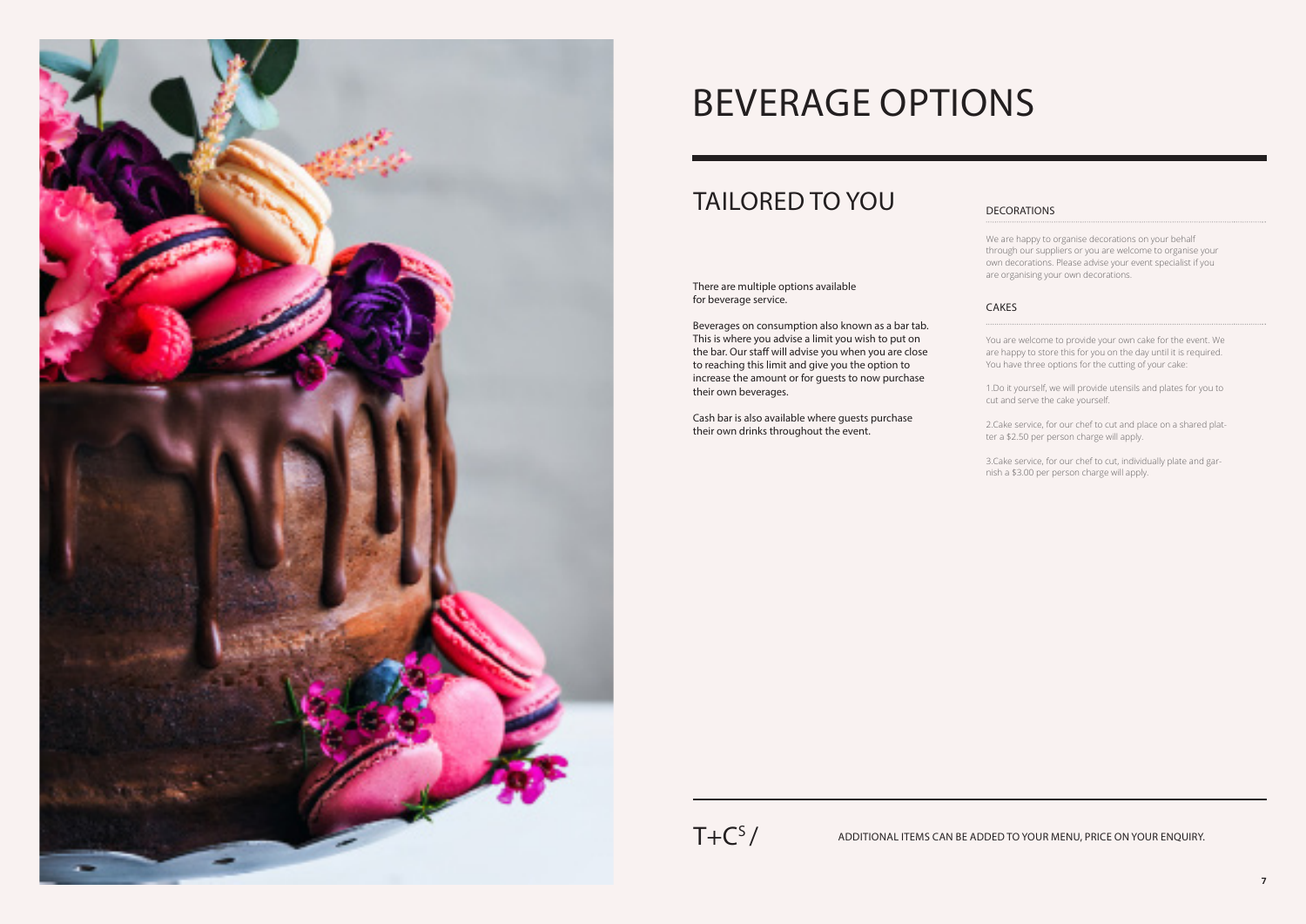# BEVERAGE OPTIONS

## TAILORED TO YOU

There are multiple options available for beverage service.

Beverages on consumption also known as a bar tab. This is where you advise a limit you wish to put on the bar. Our staff will advise you when you are close to reaching this limit and give you the option to increase the amount or for guests to now purchase their own beverages.

Cash bar is also available where guests purchase their own drinks throughout the event.

### DECORATIONS

We are happy to organise decorations on your behalf through our suppliers or you are welcome to organise your own decorations. Please advise your event specialist if you are organising your own decorations.

### CAKES

You are welcome to provide your own cake for the event. We are happy to store this for you on the day until it is required. You have three options for the cutting of your cake:

1.Do it yourself, we will provide utensils and plates for you to cut and serve the cake yourself.

2.Cake service, for our chef to cut and place on a shared platter a $2.50 per person charge will apply.

3.Cake service, for our chef to cut, individually plate and garnish a $3.00 per person charge will apply.

T+C[S] /

ADDITIONAL ITEMS CAN BE ADDED TO YOUR MENU, PRICE ON YOUR ENQUIRY.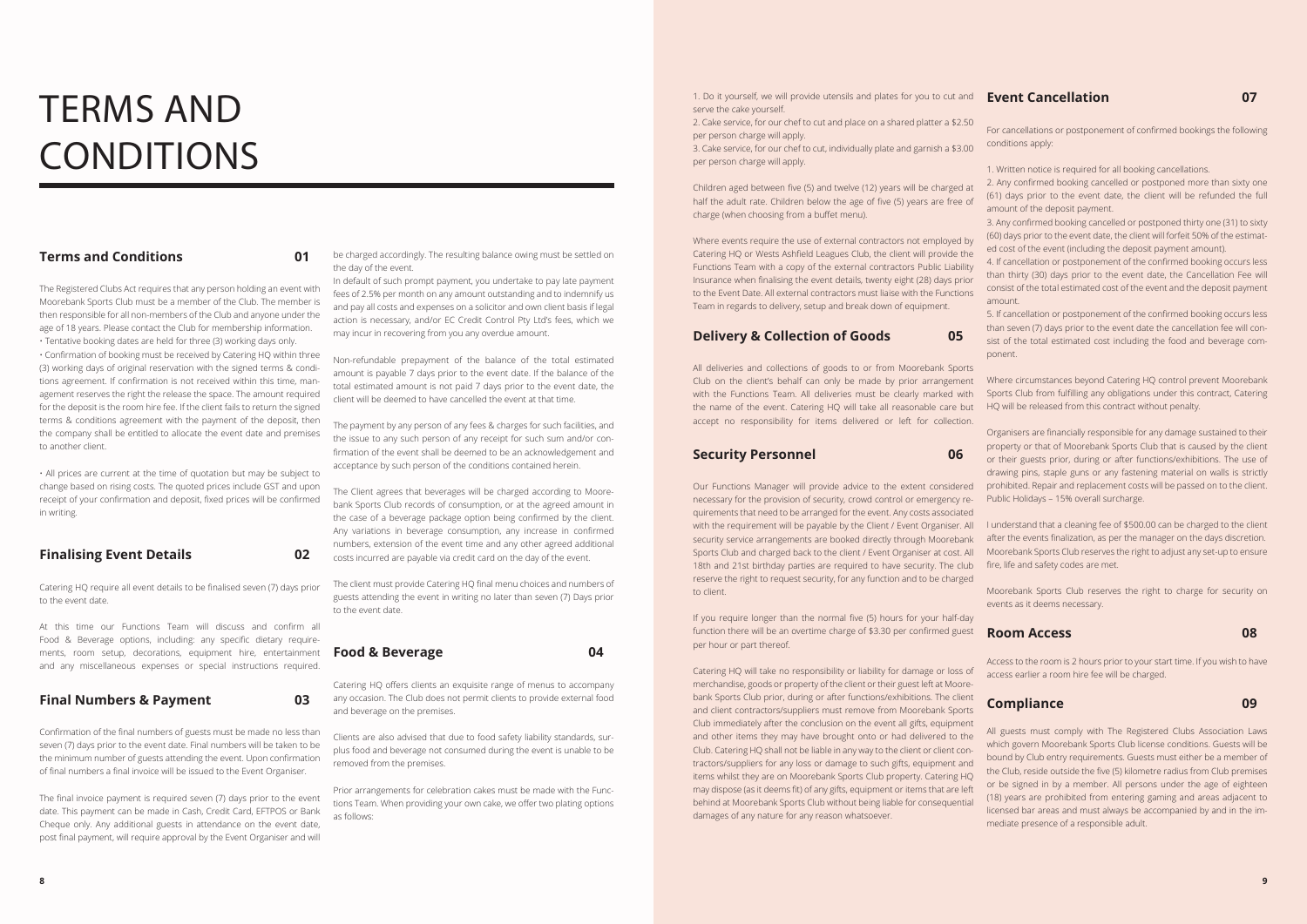# TERMS AND CONDITIONS

## Terms and Conditions 01

The Registered Clubs Act requires that any person holding an event with Moorebank Sports Club must be a member of the Club. The member is then responsible for all non-members of the Club and anyone under the age of 18 years. Please contact the Club for membership information.

- Tentative booking dates are held for three (3) working days only.
- Confirmation of booking must be received by Catering HQ within three (3) working days of original reservation with the signed terms & conditions agreement. If confirmation is not received within this time, management reserves the right the release the space. The amount required for the deposit is the room hire fee. If the client fails to return the signed terms & conditions agreement with the payment of the deposit, then the company shall be entitled to allocate the event date and premises to another client.

- All prices are current at the time of quotation but may be subject to change based on rising costs. The quoted prices include GST and upon receipt of your confirmation and deposit, fixed prices will be confirmed in writing.

## Finalising Event Details 02

Catering HQ require all event details to be finalised seven (7) days prior to the event date.

At this time our Functions Team will discuss and confirm all Food & Beverage options, including: any specific dietary requirements, room setup, decorations, equipment hire, entertainment and any miscellaneous expenses or special instructions required.

## Final Numbers & Payment 03

Confirmation of the final numbers of guests must be made no less than seven (7) days prior to the event date. Final numbers will be taken to be the minimum number of guests attending the event. Upon confirmation of final numbers a final invoice will be issued to the Event Organiser.

The final invoice payment is required seven (7) days prior to the event date. This payment can be made in Cash, Credit Card, EFTPOS or Bank Cheque only. Any additional guests in attendance on the event date, post final payment, will require approval by the Event Organiser and will be charged accordingly. The resulting balance owing must be settled on the day of the event.

In default of such prompt payment, you undertake to pay late payment fees of 2.5% per month on any amount outstanding and to indemnify us and pay all costs and expenses on a solicitor and own client basis if legal action is necessary, and/or EC Credit Control Pty Ltd's fees, which we may incur in recovering from you any overdue amount.

Non-refundable prepayment of the balance of the total estimated amount is payable 7 days prior to the event date. If the balance of the total estimated amount is not paid 7 days prior to the event date, the client will be deemed to have cancelled the event at that time.

The payment by any person of any fees & charges for such facilities, and the issue to any such person of any receipt for such sum and/or confirmation of the event shall be deemed to be an acknowledgement and acceptance by such person of the conditions contained herein.

The Client agrees that beverages will be charged according to Moorebank Sports Club records of consumption, or at the agreed amount in the case of a beverage package option being confirmed by the client. Any variations in beverage consumption, any increase in confirmed numbers, extension of the event time and any other agreed additional costs incurred are payable via credit card on the day of the event.

The client must provide Catering HQ final menu choices and numbers of guests attending the event in writing no later than seven (7) Days prior to the event date.

## Food & Beverage 04

Catering HQ offers clients an exquisite range of menus to accompany any occasion. The Club does not permit clients to provide external food and beverage on the premises.

Clients are also advised that due to food safety liability standards, surplus food and beverage not consumed during the event is unable to be removed from the premises.

Prior arrangements for celebration cakes must be made with the Functions Team. When providing your own cake, we offer two plating options as follows:

1. Do it yourself, we will provide utensils and plates for you to cut and serve the cake yourself.
2. Cake service, for our chef to cut and place on a shared platter a $2.50 per person charge will apply.
3. Cake service, for our chef to cut, individually plate and garnish a $3.00 per person charge will apply.

Children aged between five (5) and twelve (12) years will be charged at half the adult rate. Children below the age of five (5) years are free of charge (when choosing from a buffet menu).

Where events require the use of external contractors not employed by Catering HQ or Wests Ashfield Leagues Club, the client will provide the Functions Team with a copy of the external contractors Public Liability Insurance when finalising the event details, twenty eight (28) days prior to the Event Date. All external contractors must liaise with the Functions Team in regards to delivery, setup and break down of equipment.

## Delivery & Collection of Goods 05

All deliveries and collections of goods to or from Moorebank Sports Club on the client's behalf can only be made by prior arrangement with the Functions Team. All deliveries must be clearly marked with the name of the event. Catering HQ will take all reasonable care but accept no responsibility for items delivered or left for collection.

## Security Personnel 06

Our Functions Manager will provide advice to the extent considered necessary for the provision of security, crowd control or emergency requirements that need to be arranged for the event. Any costs associated with the requirement will be payable by the Client / Event Organiser. All security service arrangements are booked directly through Moorebank Sports Club and charged back to the client / Event Organiser at cost. All 18th and 21st birthday parties are required to have security. The club reserve the right to request security, for any function and to be charged to client.

If you require longer than the normal five (5) hours for your half-day function there will be an overtime charge of $3.30 per confirmed guest per hour or part thereof.

Catering HQ will take no responsibility or liability for damage or loss of merchandise, goods or property of the client or their guest left at Moorebank Sports Club prior, during or after functions/exhibitions. The client and client contractors/suppliers must remove from Moorebank Sports Club immediately after the conclusion on the event all gifts, equipment and other items they may have brought onto or had delivered to the Club. Catering HQ shall not be liable in any way to the client or client contractors/suppliers for any loss or damage to such gifts, equipment and items whilst they are on Moorebank Sports Club property. Catering HQ may dispose (as it deems fit) of any gifts, equipment or items that are left behind at Moorebank Sports Club without being liable for consequential damages of any nature for any reason whatsoever.

## Event Cancellation 07

For cancellations or postponement of confirmed bookings the following conditions apply:

1. Written notice is required for all booking cancellations.
2. Any confirmed booking cancelled or postponed more than sixty one (61) days prior to the event date, the client will be refunded the full amount of the deposit payment.
3. Any confirmed booking cancelled or postponed thirty one (31) to sixty (60) days prior to the event date, the client will forfeit 50% of the estimated cost of the event (including the deposit payment amount).
4. If cancellation or postponement of the confirmed booking occurs less than thirty (30) days prior to the event date, the Cancellation Fee will consist of the total estimated cost of the event and the deposit payment amount.
5. If cancellation or postponement of the confirmed booking occurs less than seven (7) days prior to the event date the cancellation fee will consist of the total estimated cost including the food and beverage component.

Where circumstances beyond Catering HQ control prevent Moorebank Sports Club from fulfilling any obligations under this contract, Catering HQ will be released from this contract without penalty.

Organisers are financially responsible for any damage sustained to their property or that of Moorebank Sports Club that is caused by the client or their guests prior, during or after functions/exhibitions. The use of drawing pins, staple guns or any fastening material on walls is strictly prohibited. Repair and replacement costs will be passed on to the client. Public Holidays – 15% overall surcharge.

I understand that a cleaning fee of $500.00 can be charged to the client after the events finalization, as per the manager on the days discretion. Moorebank Sports Club reserves the right to adjust any set-up to ensure fire, life and safety codes are met.

Moorebank Sports Club reserves the right to charge for security on events as it deems necessary.

## Room Access 08

Access to the room is 2 hours prior to your start time. If you wish to have access earlier a room hire fee will be charged.

## Compliance 09

All guests must comply with The Registered Clubs Association Laws which govern Moorebank Sports Club license conditions. Guests will be bound by Club entry requirements. Guests must either be a member of the Club, reside outside the five (5) kilometre radius from Club premises or be signed in by a member. All persons under the age of eighteen (18) years are prohibited from entering gaming and areas adjacent to licensed bar areas and must always be accompanied by and in the immediate presence of a responsible adult.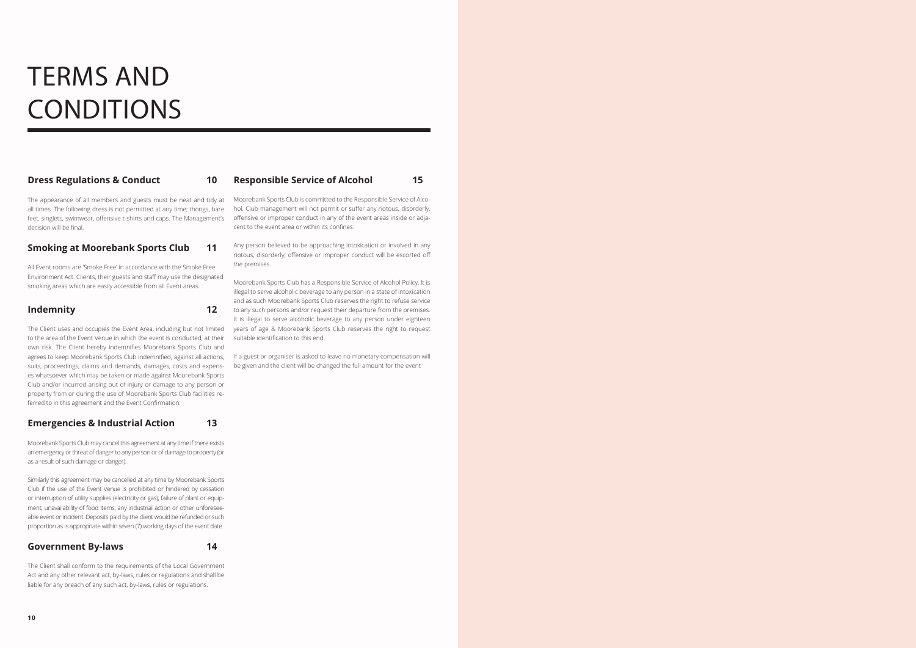# TERMS AND CONDITIONS

## Dress Regulations & Conduct 10

The appearance of all members and guests must be neat and tidy at all times. The following dress is not permitted at any time; thongs, bare feet, singlets, swimwear, offensive t-shirts and caps. The Management's decision will be final.

## Smoking at Moorebank Sports Club 11

All Event rooms are 'Smoke Free' in accordance with the Smoke Free Environment Act. Clients, their guests and staff may use the designated smoking areas which are easily accessible from all Event areas.

## Indemnity 12

The Client uses and occupies the Event Area, including but not limited to the area of the Event Venue in which the event is conducted, at their own risk. The Client hereby indemnifies Moorebank Sports Club and agrees to keep Moorebank Sports Club indemnified, against all actions, suits, proceedings, claims and demands, damages, costs and expenses whatsoever which may be taken or made against Moorebank Sports Club and/or incurred arising out of injury or damage to any person or property from or during the use of Moorebank Sports Club facilities referred to in this agreement and the Event Confirmation.

## Emergencies & Industrial Action 13

Moorebank Sports Club may cancel this agreement at any time if there exists an emergency or threat of danger to any person or of damage to property (or as a result of such damage or danger).

Similarly this agreement may be cancelled at any time by Moorebank Sports Club if the use of the Event Venue is prohibited or hindered by cessation or interruption of utility supplies (electricity or gas), failure of plant or equipment, unavailability of food items, any industrial action or other unforeseeable event or incident. Deposits paid by the client would be refunded or such proportion as is appropriate within seven (7) working days of the event date.

## Government By-laws 14

The Client shall conform to the requirements of the Local Government Act and any other relevant act, by-laws, rules or regulations and shall be liable for any breach of any such act, by-laws, rules or regulations.

## Responsible Service of Alcohol 15

Moorebank Sports Club is committed to the Responsible Service of Alcohol. Club management will not permit or suffer any riotous, disorderly, offensive or improper conduct in any of the event areas inside or adjacent to the event area or within its confines.

Any person believed to be approaching intoxication or involved in any riotous, disorderly, offensive or improper conduct will be escorted off the premises.

Moorebank Sports Club has a Responsible Service of Alcohol Policy. It is illegal to serve alcoholic beverage to any person in a state of intoxication and as such Moorebank Sports Club reserves the right to refuse service to any such persons and/or request their departure from the premises. It is illegal to serve alcoholic beverage to any person under eighteen years of age & Moorebank Sports Club reserves the right to request suitable identification to this end.

If a guest or organiser is asked to leave no monetary compensation will be given and the client will be changed the full amount for the event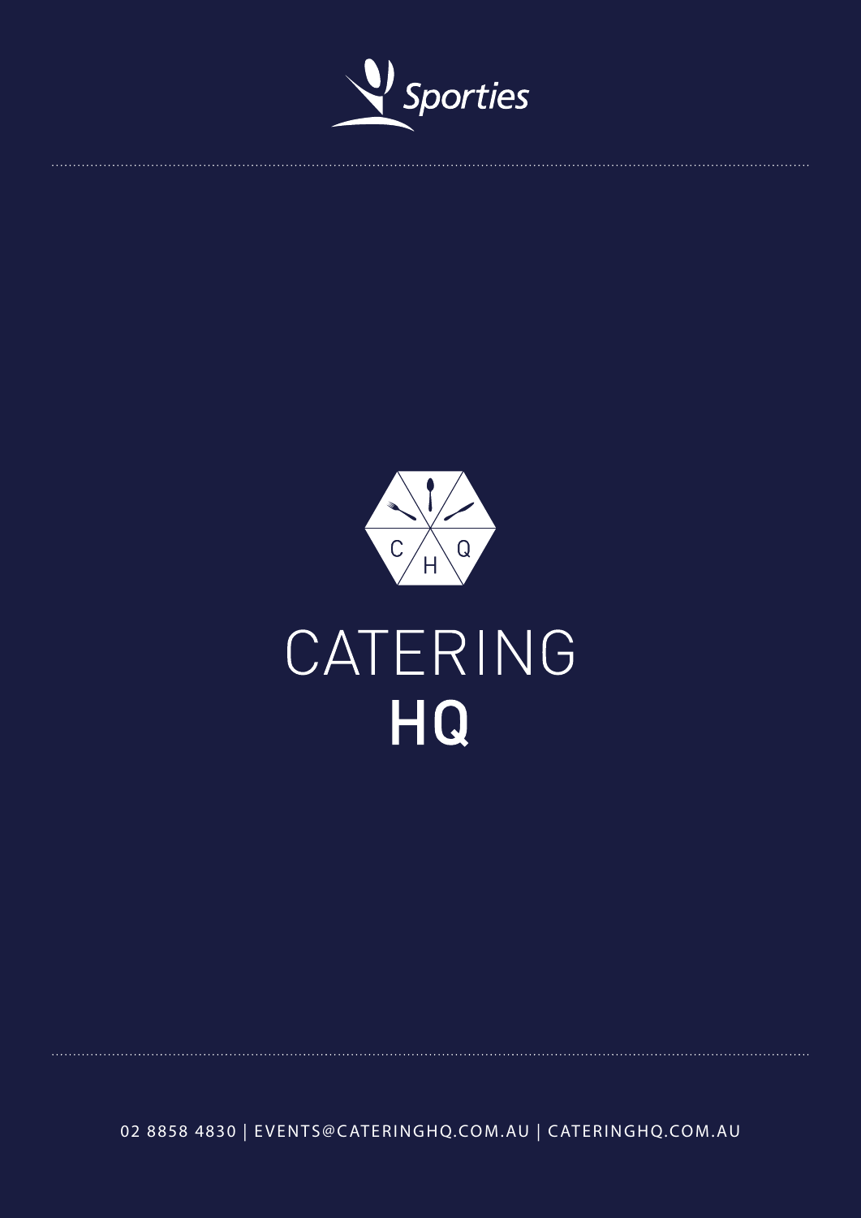Sporties

C H Q

# CATERING
# HQ

02 8858 4830 | EVENTS@CATERINGHQ.COM.AU | CATERINGHQ.COM.AU